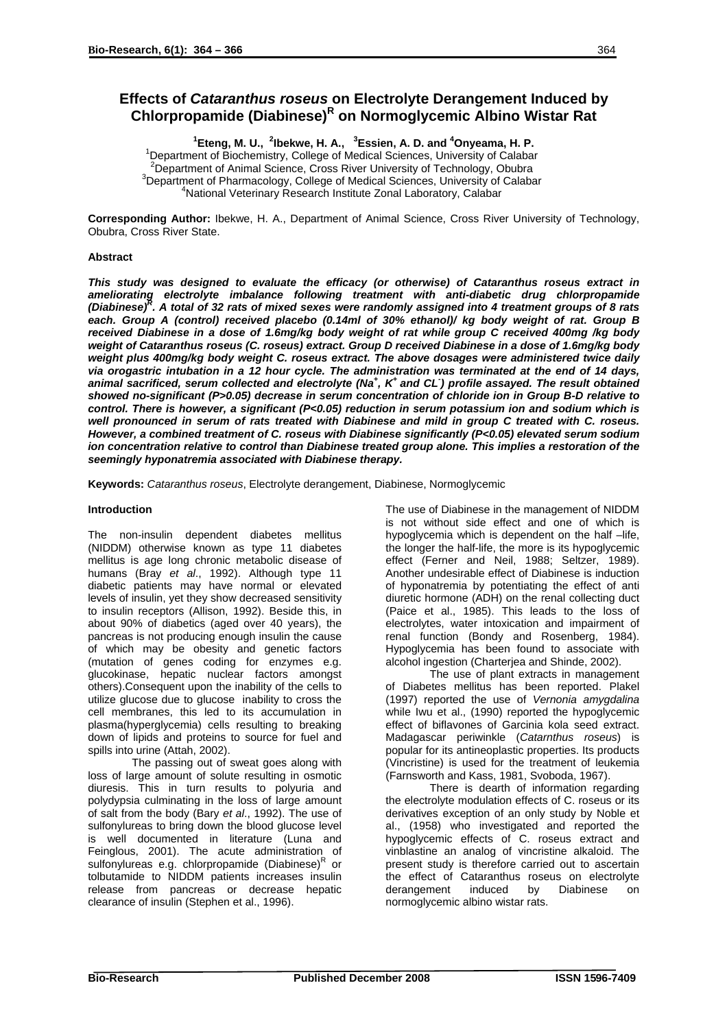# Effects of *Cataranthus roseus* on Electrolyte Derangement Induced by Chlorpropamide (Diabinese)$^R$ on Normoglycemic Albino Wistar Rat

**[1]Eteng, M. U., [2]Ibekwe, H. A., [3]Essien, A. D. and [4]Onyeama, H. P.**

[1]Department of Biochemistry, College of Medical Sciences, University of Calabar
[2]Department of Animal Science, Cross River University of Technology, Obubra
[3]Department of Pharmacology, College of Medical Sciences, University of Calabar
[4]National Veterinary Research Institute Zonal Laboratory, Calabar

**Corresponding Author:** Ibekwe, H. A., Department of Animal Science, Cross River University of Technology, Obubra, Cross River State.

## Abstract

***This study was designed to evaluate the efficacy (or otherwise) of Cataranthus roseus extract in ameliorating electrolyte imbalance following treatment with anti-diabetic drug chlorpropamide (Diabinese)$^R$. A total of 32 rats of mixed sexes were randomly assigned into 4 treatment groups of 8 rats each. Group A (control) received placebo (0.14ml of 30% ethanol)/ kg body weight of rat. Group B received Diabinese in a dose of 1.6mg/kg body weight of rat while group C received 400mg /kg body weight of Cataranthus roseus (C. roseus) extract. Group D received Diabinese in a dose of 1.6mg/kg body weight plus 400mg/kg body weight C. roseus extract. The above dosages were administered twice daily via orogastric intubation in a 12 hour cycle. The administration was terminated at the end of 14 days, animal sacrificed, serum collected and electrolyte ($Na^+$, $K^+$ and $CL^-$) profile assayed. The result obtained showed no-significant ($P>0.05$) decrease in serum concentration of chloride ion in Group B-D relative to control. There is however, a significant ($P<0.05$) reduction in serum potassium ion and sodium which is well pronounced in serum of rats treated with Diabinese and mild in group C treated with C. roseus. However, a combined treatment of C. roseus with Diabinese significantly ($P<0.05$) elevated serum sodium ion concentration relative to control than Diabinese treated group alone. This implies a restoration of the seemingly hyponatremia associated with Diabinese therapy.***

**Keywords:** *Cataranthus roseus*, Electrolyte derangement, Diabinese, Normoglycemic

## Introduction

The non-insulin dependent diabetes mellitus (NIDDM) otherwise known as type 11 diabetes mellitus is age long chronic metabolic disease of humans (Bray *et al*., 1992). Although type 11 diabetic patients may have normal or elevated levels of insulin, yet they show decreased sensitivity to insulin receptors (Allison, 1992). Beside this, in about 90% of diabetics (aged over 40 years), the pancreas is not producing enough insulin the cause of which may be obesity and genetic factors (mutation of genes coding for enzymes e.g. glucokinase, hepatic nuclear factors amongst others).Consequent upon the inability of the cells to utilize glucose due to glucose inability to cross the cell membranes, this led to its accumulation in plasma(hyperglycemia) cells resulting to breaking down of lipids and proteins to source for fuel and spills into urine (Attah, 2002).

The passing out of sweat goes along with loss of large amount of solute resulting in osmotic diuresis. This in turn results to polyuria and polydypsia culminating in the loss of large amount of salt from the body (Bary *et al.*, 1992). The use of sulfonylureas to bring down the blood glucose level is well documented in literature (Luna and Feinglous, 2001). The acute administration of sulfonylureas e.g. chlorpropamide (Diabinese)$^R$ or tolbutamide to NIDDM patients increases insulin release from pancreas or decrease hepatic clearance of insulin (Stephen et al., 1996).

The use of Diabinese in the management of NIDDM is not without side effect and one of which is hypoglycemia which is dependent on the half –life, the longer the half-life, the more is its hypoglycemic effect (Ferner and Neil, 1988; Seltzer, 1989). Another undesirable effect of Diabinese is induction of hyponatremia by potentiating the effect of anti diuretic hormone (ADH) on the renal collecting duct (Paice et al., 1985). This leads to the loss of electrolytes, water intoxication and impairment of renal function (Bondy and Rosenberg, 1984). Hypoglycemia has been found to associate with alcohol ingestion (Charterjea and Shinde, 2002).

The use of plant extracts in management of Diabetes mellitus has been reported. Plakel (1997) reported the use of *Vernonia amygdalina* while Iwu et al., (1990) reported the hypoglycemic effect of biflavones of Garcinia kola seed extract. Madagascar periwinkle (*Catarnthus roseus*) is popular for its antineoplastic properties. Its products (Vincristine) is used for the treatment of leukemia (Farnsworth and Kass, 1981, Svoboda, 1967).

There is dearth of information regarding the electrolyte modulation effects of C. roseus or its derivatives exception of an only study by Noble et al., (1958) who investigated and reported the hypoglycemic effects of C. roseus extract and vinblastine an analog of vincristine alkaloid. The present study is therefore carried out to ascertain the effect of Cataranthus roseus on electrolyte derangement induced by Diabinese on normoglycemic albino wistar rats.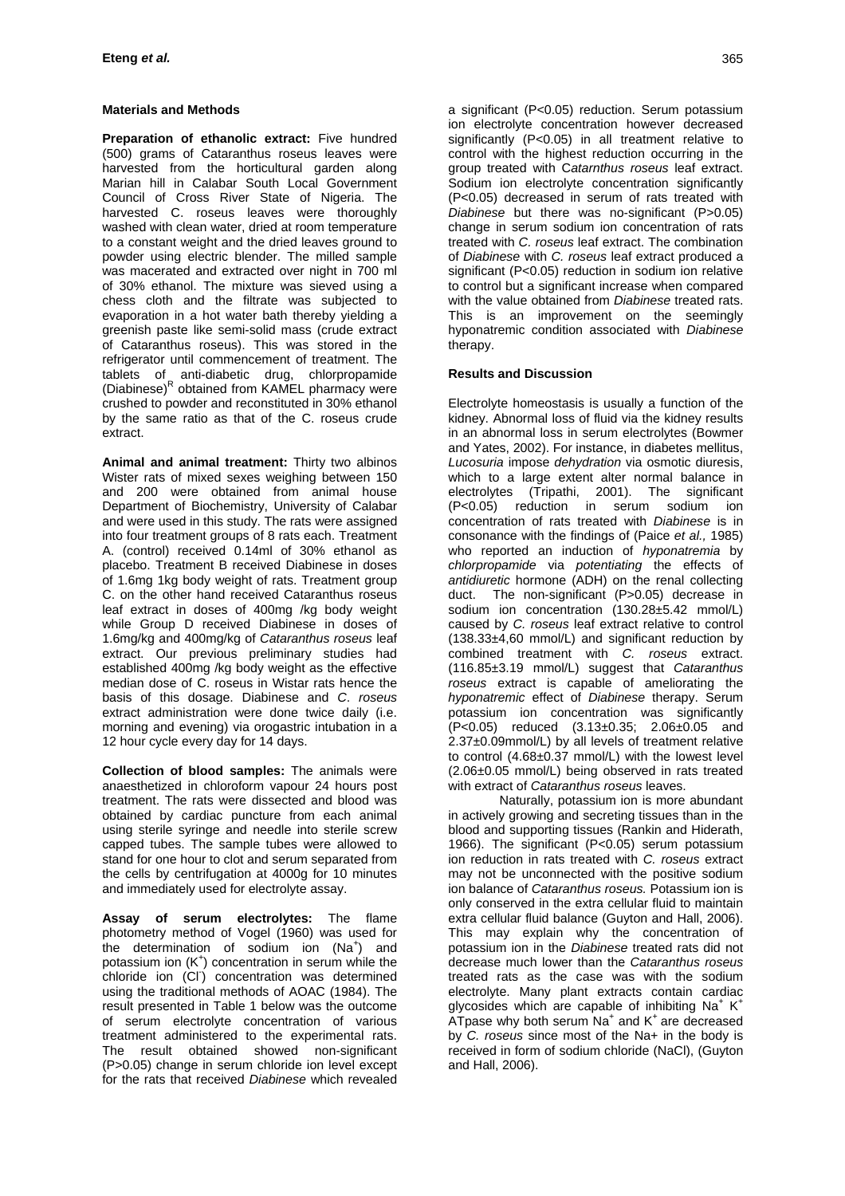## Materials and Methods

**Preparation of ethanolic extract:** Five hundred (500) grams of Cataranthus roseus leaves were harvested from the horticultural garden along Marian hill in Calabar South Local Government Council of Cross River State of Nigeria. The harvested C. roseus leaves were thoroughly washed with clean water, dried at room temperature to a constant weight and the dried leaves ground to powder using electric blender. The milled sample was macerated and extracted over night in 700 ml of 30% ethanol. The mixture was sieved using a chess cloth and the filtrate was subjected to evaporation in a hot water bath thereby yielding a greenish paste like semi-solid mass (crude extract of Cataranthus roseus). This was stored in the refrigerator until commencement of treatment. The tablets of anti-diabetic drug, chlorpropamide (Diabinese)[R] obtained from KAMEL pharmacy were crushed to powder and reconstituted in 30% ethanol by the same ratio as that of the C. roseus crude extract.

**Animal and animal treatment:** Thirty two albinos Wister rats of mixed sexes weighing between 150 and 200 were obtained from animal house Department of Biochemistry, University of Calabar and were used in this study. The rats were assigned into four treatment groups of 8 rats each. Treatment A. (control) received 0.14ml of 30% ethanol as placebo. Treatment B received Diabinese in doses of 1.6mg 1kg body weight of rats. Treatment group C. on the other hand received Cataranthus roseus leaf extract in doses of 400mg /kg body weight while Group D received Diabinese in doses of 1.6mg/kg and 400mg/kg of *Cataranthus roseus* leaf extract. Our previous preliminary studies had established 400mg /kg body weight as the effective median dose of C. roseus in Wistar rats hence the basis of this dosage. Diabinese and *C. roseus* extract administration were done twice daily (i.e. morning and evening) via orogastric intubation in a 12 hour cycle every day for 14 days.

**Collection of blood samples:** The animals were anaesthetized in chloroform vapour 24 hours post treatment. The rats were dissected and blood was obtained by cardiac puncture from each animal using sterile syringe and needle into sterile screw capped tubes. The sample tubes were allowed to stand for one hour to clot and serum separated from the cells by centrifugation at 4000g for 10 minutes and immediately used for electrolyte assay.

**Assay of serum electrolytes:** The flame photometry method of Vogel (1960) was used for the determination of sodium ion ($Na^+$) and potassium ion ($K^+$) concentration in serum while the chloride ion ($Cl^-$) concentration was determined using the traditional methods of AOAC (1984). The result presented in Table 1 below was the outcome of serum electrolyte concentration of various treatment administered to the experimental rats. The result obtained showed non-significant ($P>0.05$) change in serum chloride ion level except for the rats that received *Diabinese* which revealed a significant ($P<0.05$) reduction. Serum potassium ion electrolyte concentration however decreased significantly ($P<0.05$) in all treatment relative to control with the highest reduction occurring in the group treated with C*atarnthus roseus* leaf extract. Sodium ion electrolyte concentration significantly ($P<0.05$) decreased in serum of rats treated with *Diabinese* but there was no-significant ($P>0.05$) change in serum sodium ion concentration of rats treated with *C. roseus* leaf extract. The combination of *Diabinese* with *C. roseus* leaf extract produced a significant ($P<0.05$) reduction in sodium ion relative to control but a significant increase when compared with the value obtained from *Diabinese* treated rats. This is an improvement on the seemingly hyponatremic condition associated with *Diabinese* therapy.

## Results and Discussion

Electrolyte homeostasis is usually a function of the kidney. Abnormal loss of fluid via the kidney results in an abnormal loss in serum electrolytes (Bowmer and Yates, 2002). For instance, in diabetes mellitus, *Lucosuria* impose *dehydration* via osmotic diuresis, which to a large extent alter normal balance in electrolytes (Tripathi, 2001). The significant ($P<0.05$) reduction in serum sodium ion concentration of rats treated with *Diabinese* is in consonance with the findings of (Paice *et al.,* 1985) who reported an induction of *hyponatremia* by *chlorpropamide* via *potentiating* the effects of *antidiuretic* hormone (ADH) on the renal collecting duct. The non-significant ($P>0.05$) decrease in sodium ion concentration (130.28±5.42 mmol/L) caused by *C. roseus* leaf extract relative to control (138.33±4,60 mmol/L) and significant reduction by combined treatment with *C. roseus* extract. (116.85±3.19 mmol/L) suggest that *Cataranthus roseus* extract is capable of ameliorating the *hyponatremic* effect of *Diabinese* therapy. Serum potassium ion concentration was significantly ($P<0.05$) reduced (3.13±0.35; 2.06±0.05 and 2.37±0.09mmol/L) by all levels of treatment relative to control (4.68±0.37 mmol/L) with the lowest level (2.06±0.05 mmol/L) being observed in rats treated with extract of *Cataranthus roseus* leaves.

Naturally, potassium ion is more abundant in actively growing and secreting tissues than in the blood and supporting tissues (Rankin and Hiderath, 1966). The significant ($P<0.05$) serum potassium ion reduction in rats treated with *C. roseus* extract may not be unconnected with the positive sodium ion balance of *Cataranthus roseus.* Potassium ion is only conserved in the extra cellular fluid to maintain extra cellular fluid balance (Guyton and Hall, 2006). This may explain why the concentration of potassium ion in the *Diabinese* treated rats did not decrease much lower than the *Cataranthus roseus* treated rats as the case was with the sodium electrolyte. Many plant extracts contain cardiac glycosides which are capable of inhibiting $Na^+$ $K^+$ ATpase why both serum $Na^+$ and $K^+$ are decreased by *C. roseus* since most of the $Na+$ in the body is received in form of sodium chloride (NaCl), (Guyton and Hall, 2006).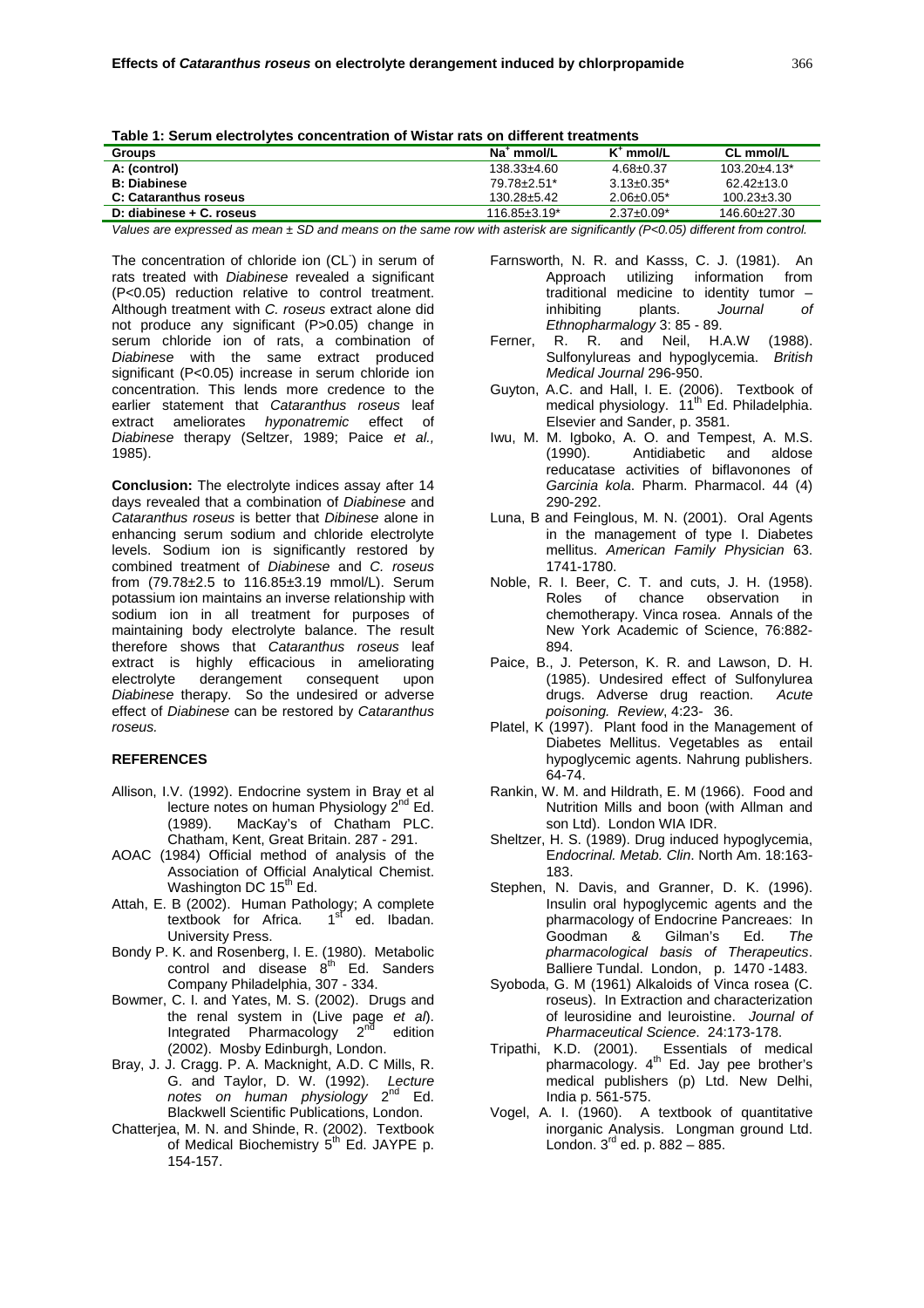**Table 1: Serum electrolytes concentration of Wistar rats on different treatments**

| Groups | $Na^+$ mmol/L | $K^+$ mmol/L | CL mmol/L |
|---|---|---|---|
| **A: (control)** | 138.33±4.60 | 4.68±0.37 | 103.20±4.13* |
| **B: Diabinese** | 79.78±2.51* | 3.13±0.35* | 62.42±13.0 |
| **C: Cataranthus roseus** | 130.28±5.42 | 2.06±0.05* | 100.23±3.30 |
| **D: diabinese + C. roseus** | 116.85±3.19* | 2.37±0.09* | 146.60±27.30 |

*Values are expressed as mean ± SD and means on the same row with asterisk are significantly (P<0.05) different from control.*

The concentration of chloride ion ($CL^-$) in serum of rats treated with *Diabinese* revealed a significant (P<0.05) reduction relative to control treatment. Although treatment with *C. roseus* extract alone did not produce any significant (P>0.05) change in serum chloride ion of rats, a combination of *Diabinese* with the same extract produced significant (P<0.05) increase in serum chloride ion concentration. This lends more credence to the earlier statement that *Cataranthus roseus* leaf extract ameliorates *hyponatremic* effect of *Diabinese* therapy (Seltzer, 1989; Paice *et al.,* 1985).

**Conclusion:** The electrolyte indices assay after 14 days revealed that a combination of *Diabinese* and *Cataranthus roseus* is better that *Dibinese* alone in enhancing serum sodium and chloride electrolyte levels. Sodium ion is significantly restored by combined treatment of *Diabinese* and *C. roseus* from (79.78±2.5 to 116.85±3.19 mmol/L). Serum potassium ion maintains an inverse relationship with sodium ion in all treatment for purposes of maintaining body electrolyte balance. The result therefore shows that *Cataranthus roseus* leaf extract is highly efficacious in ameliorating electrolyte derangement consequent upon *Diabinese* therapy. So the undesired or adverse effect of *Diabinese* can be restored by *Cataranthus roseus.*

## REFERENCES

Allison, I.V. (1992). Endocrine system in Bray et al lecture notes on human Physiology 2nd Ed. (1989). MacKay's of Chatham PLC. Chatham, Kent, Great Britain. 287 - 291.

AOAC (1984) Official method of analysis of the Association of Official Analytical Chemist. Washington DC 15th Ed.

Attah, E. B (2002). Human Pathology; A complete textbook for Africa. 1st ed. Ibadan. University Press.

Bondy P. K. and Rosenberg, I. E. (1980). Metabolic control and disease 8th Ed. Sanders Company Philadelphia, 307 - 334.

Bowmer, C. I. and Yates, M. S. (2002). Drugs and the renal system in (Live page *et al*). Integrated Pharmacology 2nd edition (2002). Mosby Edinburgh, London.

Bray, J. J. Cragg. P. A. Macknight, A.D. C Mills, R. G. and Taylor, D. W. (1992). *Lecture notes on human physiology* 2nd Ed. Blackwell Scientific Publications, London.

Chatterjea, M. N. and Shinde, R. (2002). Textbook of Medical Biochemistry 5th Ed. JAYPE p. 154-157.

Farnsworth, N. R. and Kasss, C. J. (1981). An Approach utilizing information from traditional medicine to identity tumor – inhibiting plants. *Journal of Ethnopharmalogy* 3: 85 - 89.

Ferner, R. R. and Neil, H.A.W (1988). Sulfonylureas and hypoglycemia. *British Medical Journal* 296-950.

Guyton, A.C. and Hall, I. E. (2006). Textbook of medical physiology. 11th Ed. Philadelphia. Elsevier and Sander, p. 3581.

Iwu, M. M. Igboko, A. O. and Tempest, A. M.S. (1990). Antidiabetic and aldose reducatase activities of biflavonones of *Garcinia kola*. Pharm. Pharmacol. 44 (4) 290-292.

Luna, B and Feinglous, M. N. (2001). Oral Agents in the management of type I. Diabetes mellitus. *American Family Physician* 63. 1741-1780.

Noble, R. I. Beer, C. T. and cuts, J. H. (1958). Roles of chance observation in chemotherapy. Vinca rosea. Annals of the New York Academic of Science, 76:882-894.

Paice, B., J. Peterson, K. R. and Lawson, D. H. (1985). Undesired effect of Sulfonylurea drugs. Adverse drug reaction. *Acute poisoning. Review*, 4:23- 36.

Platel, K (1997). Plant food in the Management of Diabetes Mellitus. Vegetables as entail hypoglycemic agents. Nahrung publishers. 64-74.

Rankin, W. M. and Hildrath, E. M (1966). Food and Nutrition Mills and boon (with Allman and son Ltd). London WIA IDR.

Sheltzer, H. S. (1989). Drug induced hypoglycemia, E*ndocrinal. Metab. Clin*. North Am. 18:163-183.

Stephen, N. Davis, and Granner, D. K. (1996). Insulin oral hypoglycemic agents and the pharmacology of Endocrine Pancreaes: In Goodman & Gilman's Ed. *The pharmacological basis of Therapeutics*. Balliere Tundal. London, p. 1470 -1483.

Syoboda, G. M (1961) Alkaloids of Vinca rosea (C. roseus). In Extraction and characterization of leurosidine and leuroistine. *Journal of Pharmaceutical Science*. 24:173-178.

Tripathi, K.D. (2001). Essentials of medical pharmacology. 4th Ed. Jay pee brother's medical publishers (p) Ltd. New Delhi, India p. 561-575.

Vogel, A. I. (1960). A textbook of quantitative inorganic Analysis. Longman ground Ltd. London. 3rd ed. p. 882 – 885.